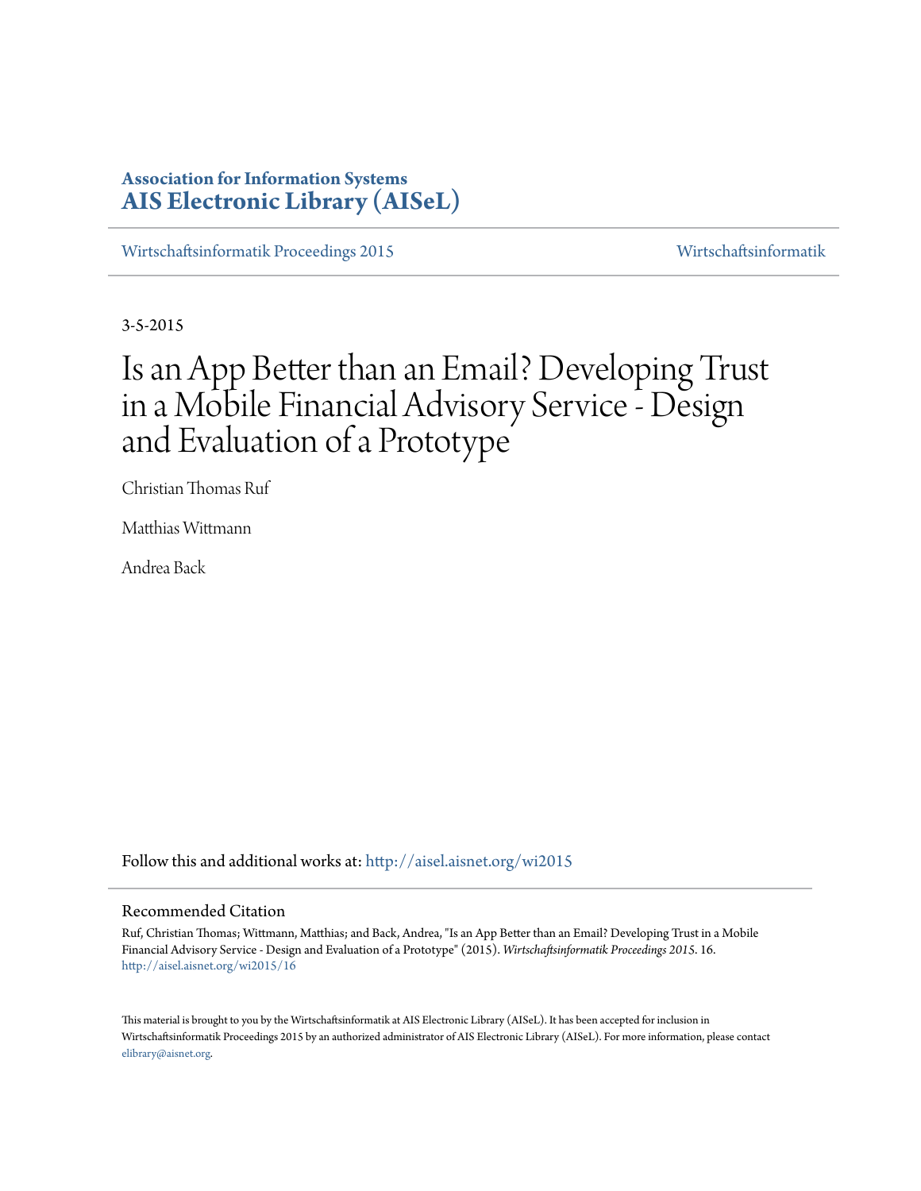**Association for Information Systems**
**AIS Electronic Library (AISeL)**

Wirtschaftsinformatik Proceedings 2015 | Wirtschaftsinformatik

3-5-2015

# Is an App Better than an Email? Developing Trust in a Mobile Financial Advisory Service - Design and Evaluation of a Prototype

Christian Thomas Ruf

Matthias Wittmann

Andrea Back

Follow this and additional works at: http://aisel.aisnet.org/wi2015

## Recommended Citation

Ruf, Christian Thomas; Wittmann, Matthias; and Back, Andrea, "Is an App Better than an Email? Developing Trust in a Mobile Financial Advisory Service - Design and Evaluation of a Prototype" (2015). *Wirtschaftsinformatik Proceedings 2015*. 16.
http://aisel.aisnet.org/wi2015/16

This material is brought to you by the Wirtschaftsinformatik at AIS Electronic Library (AISeL). It has been accepted for inclusion in Wirtschaftsinformatik Proceedings 2015 by an authorized administrator of AIS Electronic Library (AISeL). For more information, please contact elibrary@aisnet.org.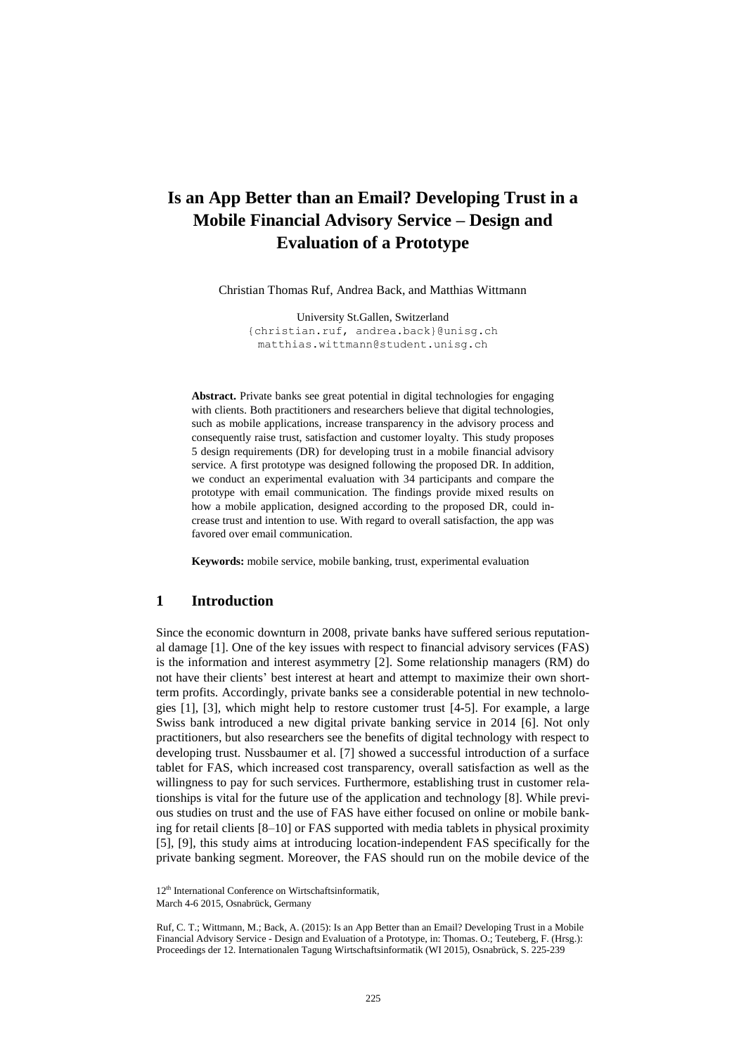# Is an App Better than an Email? Developing Trust in a Mobile Financial Advisory Service – Design and Evaluation of a Prototype

Christian Thomas Ruf, Andrea Back, and Matthias Wittmann

University St.Gallen, Switzerland
{christian.ruf, andrea.back}@unisg.ch
matthias.wittmann@student.unisg.ch

**Abstract.** Private banks see great potential in digital technologies for engaging with clients. Both practitioners and researchers believe that digital technologies, such as mobile applications, increase transparency in the advisory process and consequently raise trust, satisfaction and customer loyalty. This study proposes 5 design requirements (DR) for developing trust in a mobile financial advisory service. A first prototype was designed following the proposed DR. In addition, we conduct an experimental evaluation with 34 participants and compare the prototype with email communication. The findings provide mixed results on how a mobile application, designed according to the proposed DR, could increase trust and intention to use. With regard to overall satisfaction, the app was favored over email communication.

**Keywords:** mobile service, mobile banking, trust, experimental evaluation

## 1 Introduction

Since the economic downturn in 2008, private banks have suffered serious reputational damage [1]. One of the key issues with respect to financial advisory services (FAS) is the information and interest asymmetry [2]. Some relationship managers (RM) do not have their clients' best interest at heart and attempt to maximize their own short-term profits. Accordingly, private banks see a considerable potential in new technologies [1], [3], which might help to restore customer trust [4-5]. For example, a large Swiss bank introduced a new digital private banking service in 2014 [6]. Not only practitioners, but also researchers see the benefits of digital technology with respect to developing trust. Nussbaumer et al. [7] showed a successful introduction of a surface tablet for FAS, which increased cost transparency, overall satisfaction as well as the willingness to pay for such services. Furthermore, establishing trust in customer relationships is vital for the future use of the application and technology [8]. While previous studies on trust and the use of FAS have either focused on online or mobile banking for retail clients [8–10] or FAS supported with media tablets in physical proximity [5], [9], this study aims at introducing location-independent FAS specifically for the private banking segment. Moreover, the FAS should run on the mobile device of the

12th International Conference on Wirtschaftsinformatik,
March 4-6 2015, Osnabrück, Germany

Ruf, C. T.; Wittmann, M.; Back, A. (2015): Is an App Better than an Email? Developing Trust in a Mobile Financial Advisory Service - Design and Evaluation of a Prototype, in: Thomas. O.; Teuteberg, F. (Hrsg.): Proceedings der 12. Internationalen Tagung Wirtschaftsinformatik (WI 2015), Osnabrück, S. 225-239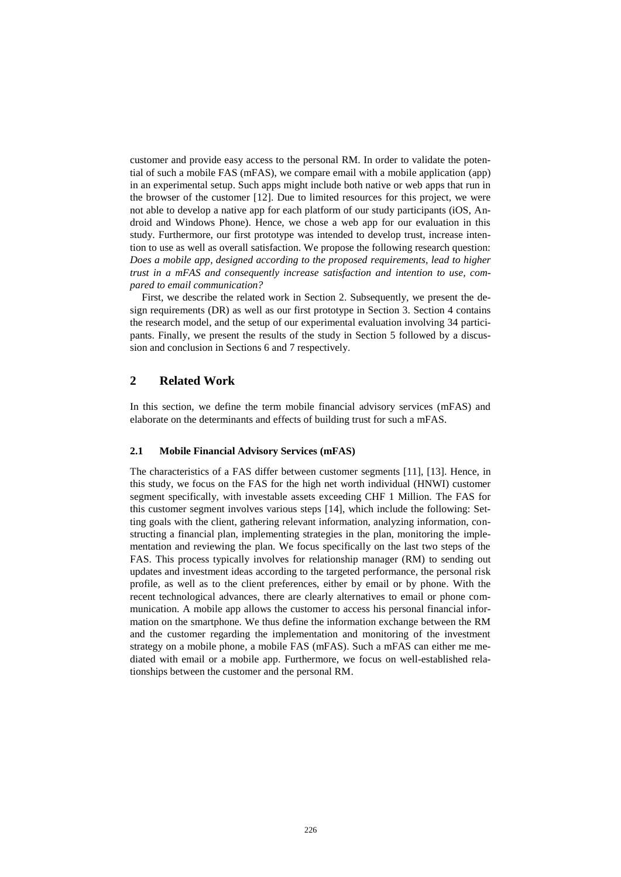customer and provide easy access to the personal RM. In order to validate the potential of such a mobile FAS (mFAS), we compare email with a mobile application (app) in an experimental setup. Such apps might include both native or web apps that run in the browser of the customer [12]. Due to limited resources for this project, we were not able to develop a native app for each platform of our study participants (iOS, Android and Windows Phone). Hence, we chose a web app for our evaluation in this study. Furthermore, our first prototype was intended to develop trust, increase intention to use as well as overall satisfaction. We propose the following research question: *Does a mobile app, designed according to the proposed requirements, lead to higher trust in a mFAS and consequently increase satisfaction and intention to use, compared to email communication?*

First, we describe the related work in Section 2. Subsequently, we present the design requirements (DR) as well as our first prototype in Section 3. Section 4 contains the research model, and the setup of our experimental evaluation involving 34 participants. Finally, we present the results of the study in Section 5 followed by a discussion and conclusion in Sections 6 and 7 respectively.

## 2 Related Work

In this section, we define the term mobile financial advisory services (mFAS) and elaborate on the determinants and effects of building trust for such a mFAS.

### 2.1 Mobile Financial Advisory Services (mFAS)

The characteristics of a FAS differ between customer segments [11], [13]. Hence, in this study, we focus on the FAS for the high net worth individual (HNWI) customer segment specifically, with investable assets exceeding CHF 1 Million. The FAS for this customer segment involves various steps [14], which include the following: Setting goals with the client, gathering relevant information, analyzing information, constructing a financial plan, implementing strategies in the plan, monitoring the implementation and reviewing the plan. We focus specifically on the last two steps of the FAS. This process typically involves for relationship manager (RM) to sending out updates and investment ideas according to the targeted performance, the personal risk profile, as well as to the client preferences, either by email or by phone. With the recent technological advances, there are clearly alternatives to email or phone communication. A mobile app allows the customer to access his personal financial information on the smartphone. We thus define the information exchange between the RM and the customer regarding the implementation and monitoring of the investment strategy on a mobile phone, a mobile FAS (mFAS). Such a mFAS can either me mediated with email or a mobile app. Furthermore, we focus on well-established relationships between the customer and the personal RM.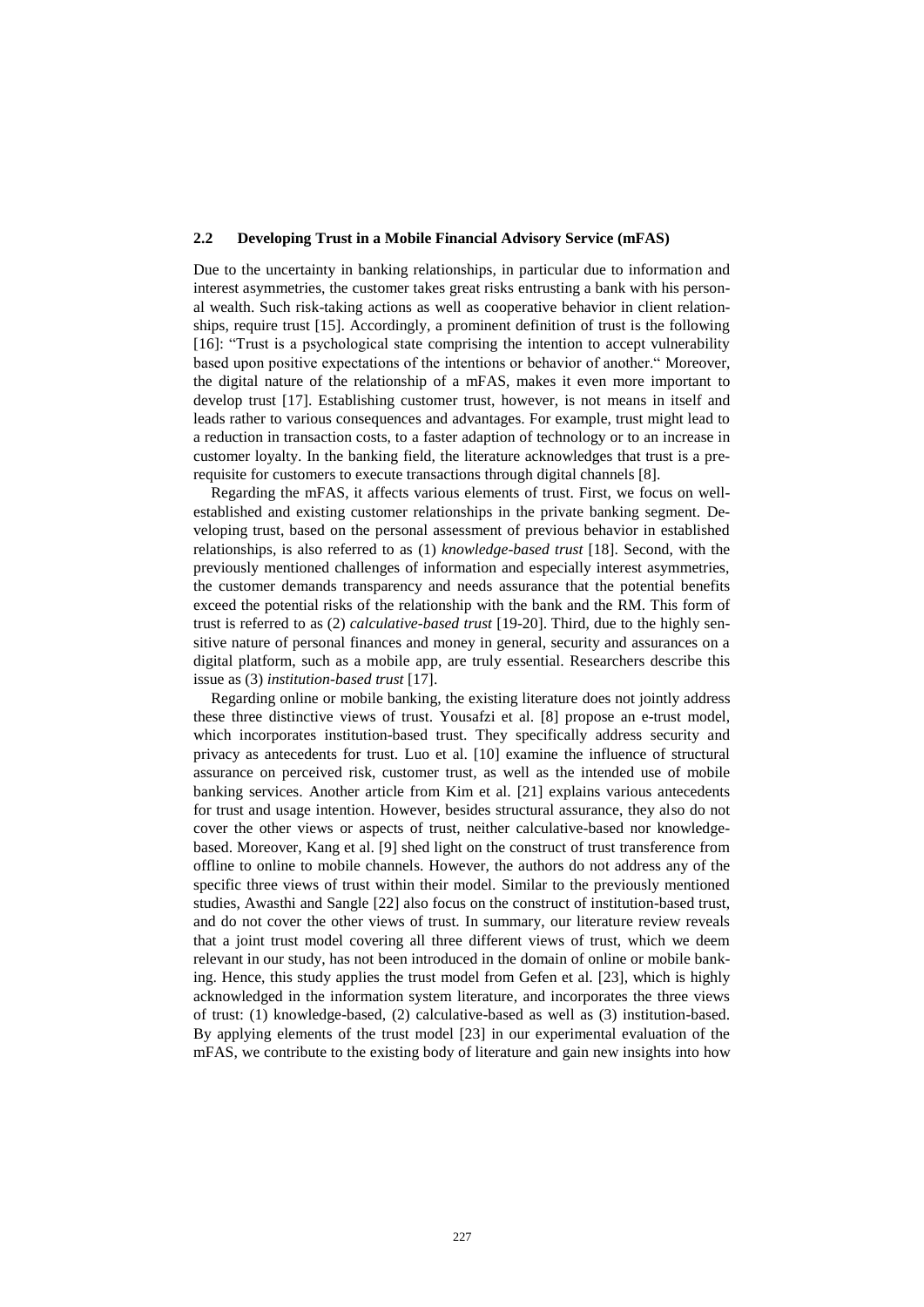### 2.2 Developing Trust in a Mobile Financial Advisory Service (mFAS)

Due to the uncertainty in banking relationships, in particular due to information and interest asymmetries, the customer takes great risks entrusting a bank with his personal wealth. Such risk-taking actions as well as cooperative behavior in client relationships, require trust [15]. Accordingly, a prominent definition of trust is the following [16]: "Trust is a psychological state comprising the intention to accept vulnerability based upon positive expectations of the intentions or behavior of another." Moreover, the digital nature of the relationship of a mFAS, makes it even more important to develop trust [17]. Establishing customer trust, however, is not means in itself and leads rather to various consequences and advantages. For example, trust might lead to a reduction in transaction costs, to a faster adaption of technology or to an increase in customer loyalty. In the banking field, the literature acknowledges that trust is a prerequisite for customers to execute transactions through digital channels [8].

Regarding the mFAS, it affects various elements of trust. First, we focus on well-established and existing customer relationships in the private banking segment. Developing trust, based on the personal assessment of previous behavior in established relationships, is also referred to as (1) *knowledge-based trust* [18]. Second, with the previously mentioned challenges of information and especially interest asymmetries, the customer demands transparency and needs assurance that the potential benefits exceed the potential risks of the relationship with the bank and the RM. This form of trust is referred to as (2) *calculative-based trust* [19-20]. Third, due to the highly sensitive nature of personal finances and money in general, security and assurances on a digital platform, such as a mobile app, are truly essential. Researchers describe this issue as (3) *institution-based trust* [17].

Regarding online or mobile banking, the existing literature does not jointly address these three distinctive views of trust. Yousafzi et al. [8] propose an e-trust model, which incorporates institution-based trust. They specifically address security and privacy as antecedents for trust. Luo et al. [10] examine the influence of structural assurance on perceived risk, customer trust, as well as the intended use of mobile banking services. Another article from Kim et al. [21] explains various antecedents for trust and usage intention. However, besides structural assurance, they also do not cover the other views or aspects of trust, neither calculative-based nor knowledge-based. Moreover, Kang et al. [9] shed light on the construct of trust transference from offline to online to mobile channels. However, the authors do not address any of the specific three views of trust within their model. Similar to the previously mentioned studies, Awasthi and Sangle [22] also focus on the construct of institution-based trust, and do not cover the other views of trust. In summary, our literature review reveals that a joint trust model covering all three different views of trust, which we deem relevant in our study, has not been introduced in the domain of online or mobile banking. Hence, this study applies the trust model from Gefen et al. [23], which is highly acknowledged in the information system literature, and incorporates the three views of trust: (1) knowledge-based, (2) calculative-based as well as (3) institution-based. By applying elements of the trust model [23] in our experimental evaluation of the mFAS, we contribute to the existing body of literature and gain new insights into how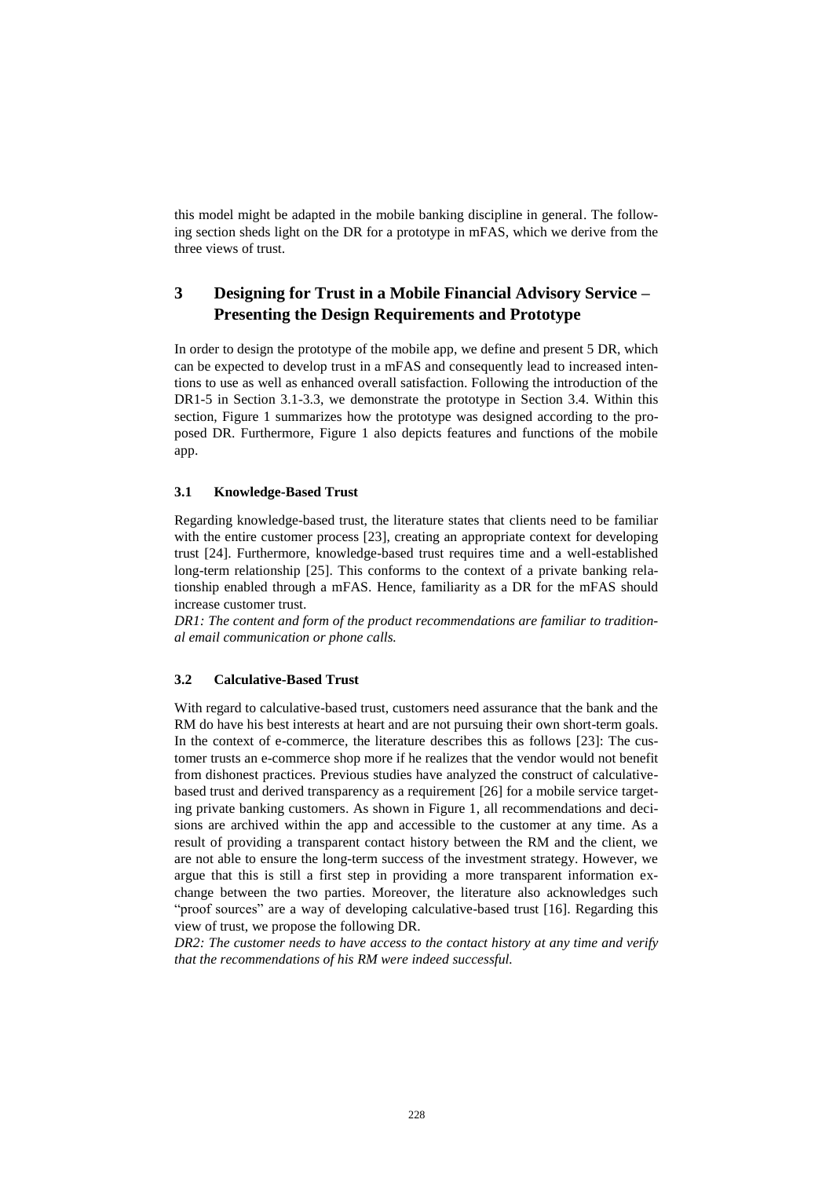this model might be adapted in the mobile banking discipline in general. The following section sheds light on the DR for a prototype in mFAS, which we derive from the three views of trust.

# 3 Designing for Trust in a Mobile Financial Advisory Service – Presenting the Design Requirements and Prototype

In order to design the prototype of the mobile app, we define and present 5 DR, which can be expected to develop trust in a mFAS and consequently lead to increased intentions to use as well as enhanced overall satisfaction. Following the introduction of the DR1-5 in Section 3.1-3.3, we demonstrate the prototype in Section 3.4. Within this section, Figure 1 summarizes how the prototype was designed according to the proposed DR. Furthermore, Figure 1 also depicts features and functions of the mobile app.

## 3.1 Knowledge-Based Trust

Regarding knowledge-based trust, the literature states that clients need to be familiar with the entire customer process [23], creating an appropriate context for developing trust [24]. Furthermore, knowledge-based trust requires time and a well-established long-term relationship [25]. This conforms to the context of a private banking relationship enabled through a mFAS. Hence, familiarity as a DR for the mFAS should increase customer trust.

*DR1: The content and form of the product recommendations are familiar to traditional email communication or phone calls.*

## 3.2 Calculative-Based Trust

With regard to calculative-based trust, customers need assurance that the bank and the RM do have his best interests at heart and are not pursuing their own short-term goals. In the context of e-commerce, the literature describes this as follows [23]: The customer trusts an e-commerce shop more if he realizes that the vendor would not benefit from dishonest practices. Previous studies have analyzed the construct of calculative-based trust and derived transparency as a requirement [26] for a mobile service targeting private banking customers. As shown in Figure 1, all recommendations and decisions are archived within the app and accessible to the customer at any time. As a result of providing a transparent contact history between the RM and the client, we are not able to ensure the long-term success of the investment strategy. However, we argue that this is still a first step in providing a more transparent information exchange between the two parties. Moreover, the literature also acknowledges such "proof sources" are a way of developing calculative-based trust [16]. Regarding this view of trust, we propose the following DR.

*DR2: The customer needs to have access to the contact history at any time and verify that the recommendations of his RM were indeed successful.*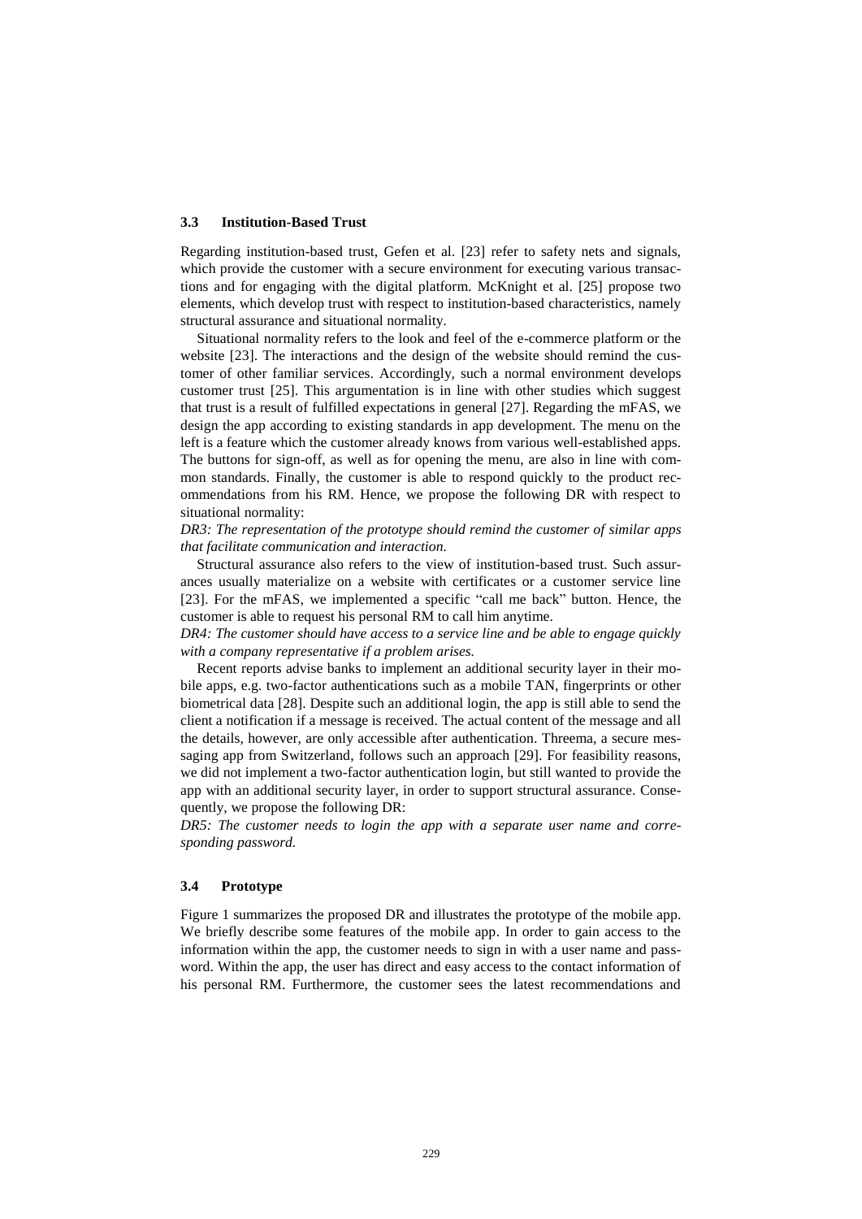### 3.3 Institution-Based Trust

Regarding institution-based trust, Gefen et al. [23] refer to safety nets and signals, which provide the customer with a secure environment for executing various transactions and for engaging with the digital platform. McKnight et al. [25] propose two elements, which develop trust with respect to institution-based characteristics, namely structural assurance and situational normality.

Situational normality refers to the look and feel of the e-commerce platform or the website [23]. The interactions and the design of the website should remind the customer of other familiar services. Accordingly, such a normal environment develops customer trust [25]. This argumentation is in line with other studies which suggest that trust is a result of fulfilled expectations in general [27]. Regarding the mFAS, we design the app according to existing standards in app development. The menu on the left is a feature which the customer already knows from various well-established apps. The buttons for sign-off, as well as for opening the menu, are also in line with common standards. Finally, the customer is able to respond quickly to the product recommendations from his RM. Hence, we propose the following DR with respect to situational normality:

*DR3: The representation of the prototype should remind the customer of similar apps that facilitate communication and interaction.*

Structural assurance also refers to the view of institution-based trust. Such assurances usually materialize on a website with certificates or a customer service line [23]. For the mFAS, we implemented a specific "call me back" button. Hence, the customer is able to request his personal RM to call him anytime.

*DR4: The customer should have access to a service line and be able to engage quickly with a company representative if a problem arises.*

Recent reports advise banks to implement an additional security layer in their mobile apps, e.g. two-factor authentications such as a mobile TAN, fingerprints or other biometrical data [28]. Despite such an additional login, the app is still able to send the client a notification if a message is received. The actual content of the message and all the details, however, are only accessible after authentication. Threema, a secure messaging app from Switzerland, follows such an approach [29]. For feasibility reasons, we did not implement a two-factor authentication login, but still wanted to provide the app with an additional security layer, in order to support structural assurance. Consequently, we propose the following DR:

*DR5: The customer needs to login the app with a separate user name and corresponding password.*

### 3.4 Prototype

Figure 1 summarizes the proposed DR and illustrates the prototype of the mobile app. We briefly describe some features of the mobile app. In order to gain access to the information within the app, the customer needs to sign in with a user name and password. Within the app, the user has direct and easy access to the contact information of his personal RM. Furthermore, the customer sees the latest recommendations and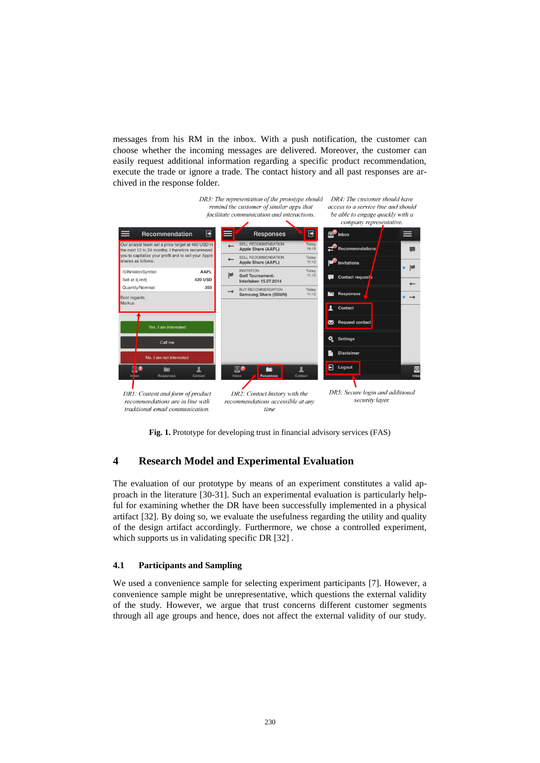messages from his RM in the inbox. With a push notification, the customer can choose whether the incoming messages are delivered. Moreover, the customer can easily request additional information regarding a specific product recommendation, execute the trade or ignore a trade. The contact history and all past responses are archived in the response folder.

*DR3: The representation of the prototype should remind the customer of similar apps that facilitate communication and interactions.*

*DR4: The customer should have access to a service line and should be able to engage quickly with a company representative.*

*DR1: Content and form of product recommendations are in line with traditional email communication.*

*DR2: Contact history with the recommendations accessible at any time*

*DR5: Secure login and additional security layer.*

**Fig. 1.** Prototype for developing trust in financial advisory services (FAS)

## 4 Research Model and Experimental Evaluation

The evaluation of our prototype by means of an experiment constitutes a valid approach in the literature [30-31]. Such an experimental evaluation is particularly helpful for examining whether the DR have been successfully implemented in a physical artifact [32]. By doing so, we evaluate the usefulness regarding the utility and quality of the design artifact accordingly. Furthermore, we chose a controlled experiment, which supports us in validating specific DR [32] .

### 4.1 Participants and Sampling

We used a convenience sample for selecting experiment participants [7]. However, a convenience sample might be unrepresentative, which questions the external validity of the study. However, we argue that trust concerns different customer segments through all age groups and hence, does not affect the external validity of our study.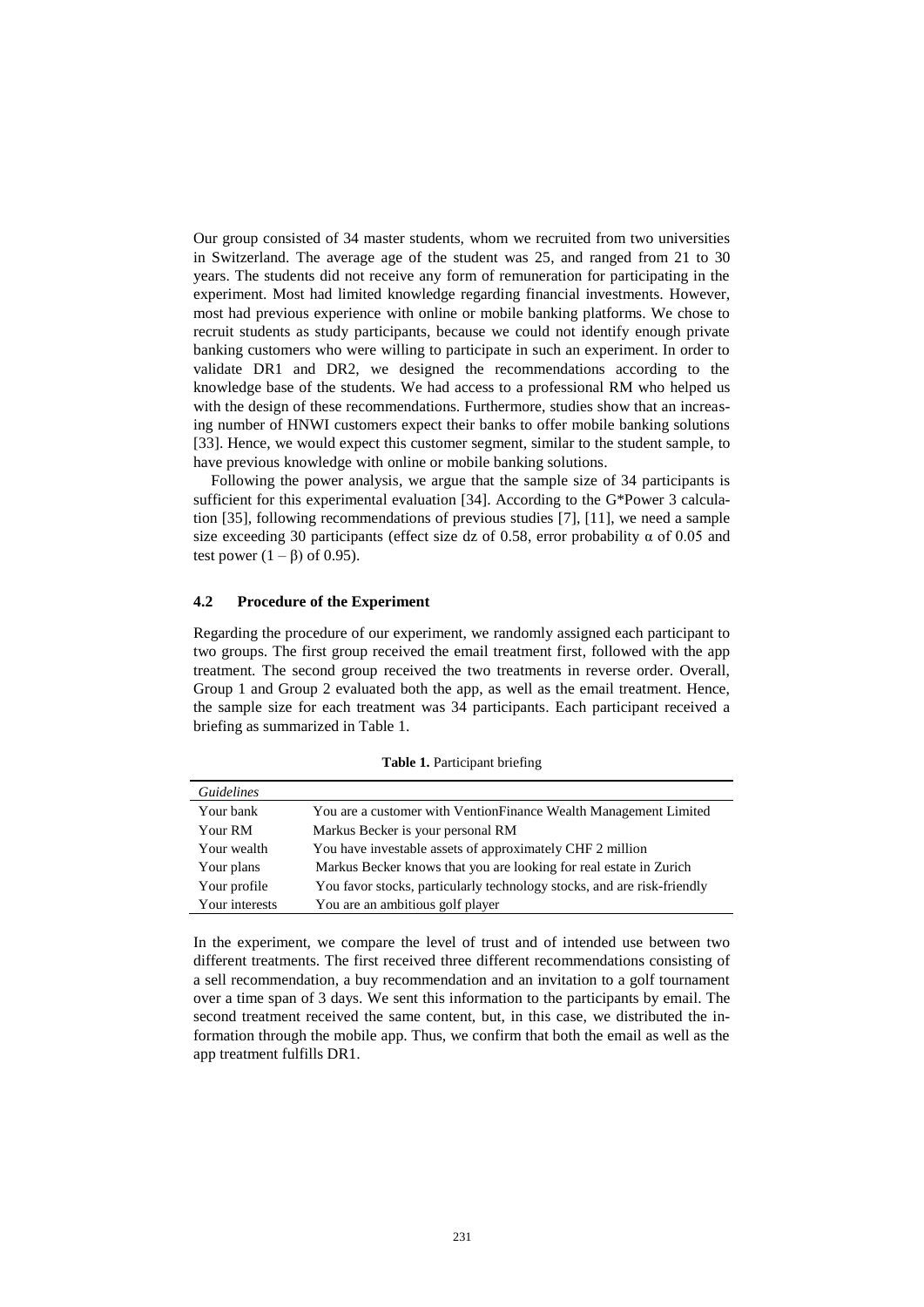Our group consisted of 34 master students, whom we recruited from two universities in Switzerland. The average age of the student was 25, and ranged from 21 to 30 years. The students did not receive any form of remuneration for participating in the experiment. Most had limited knowledge regarding financial investments. However, most had previous experience with online or mobile banking platforms. We chose to recruit students as study participants, because we could not identify enough private banking customers who were willing to participate in such an experiment. In order to validate DR1 and DR2, we designed the recommendations according to the knowledge base of the students. We had access to a professional RM who helped us with the design of these recommendations. Furthermore, studies show that an increasing number of HNWI customers expect their banks to offer mobile banking solutions [33]. Hence, we would expect this customer segment, similar to the student sample, to have previous knowledge with online or mobile banking solutions.

Following the power analysis, we argue that the sample size of 34 participants is sufficient for this experimental evaluation [34]. According to the G*Power 3 calculation [35], following recommendations of previous studies [7], [11], we need a sample size exceeding 30 participants (effect size dz of 0.58, error probability $\alpha$ of 0.05 and test power $(1 - \beta)$ of 0.95).

### 4.2 Procedure of the Experiment

Regarding the procedure of our experiment, we randomly assigned each participant to two groups. The first group received the email treatment first, followed with the app treatment. The second group received the two treatments in reverse order. Overall, Group 1 and Group 2 evaluated both the app, as well as the email treatment. Hence, the sample size for each treatment was 34 participants. Each participant received a briefing as summarized in Table 1.

**Table 1.** Participant briefing

| *Guidelines* | |
|---|---|
| Your bank | You are a customer with VentionFinance Wealth Management Limited |
| Your RM | Markus Becker is your personal RM |
| Your wealth | You have investable assets of approximately CHF 2 million |
| Your plans | Markus Becker knows that you are looking for real estate in Zurich |
| Your profile | You favor stocks, particularly technology stocks, and are risk-friendly |
| Your interests | You are an ambitious golf player |

In the experiment, we compare the level of trust and of intended use between two different treatments. The first received three different recommendations consisting of a sell recommendation, a buy recommendation and an invitation to a golf tournament over a time span of 3 days. We sent this information to the participants by email. The second treatment received the same content, but, in this case, we distributed the information through the mobile app. Thus, we confirm that both the email as well as the app treatment fulfills DR1.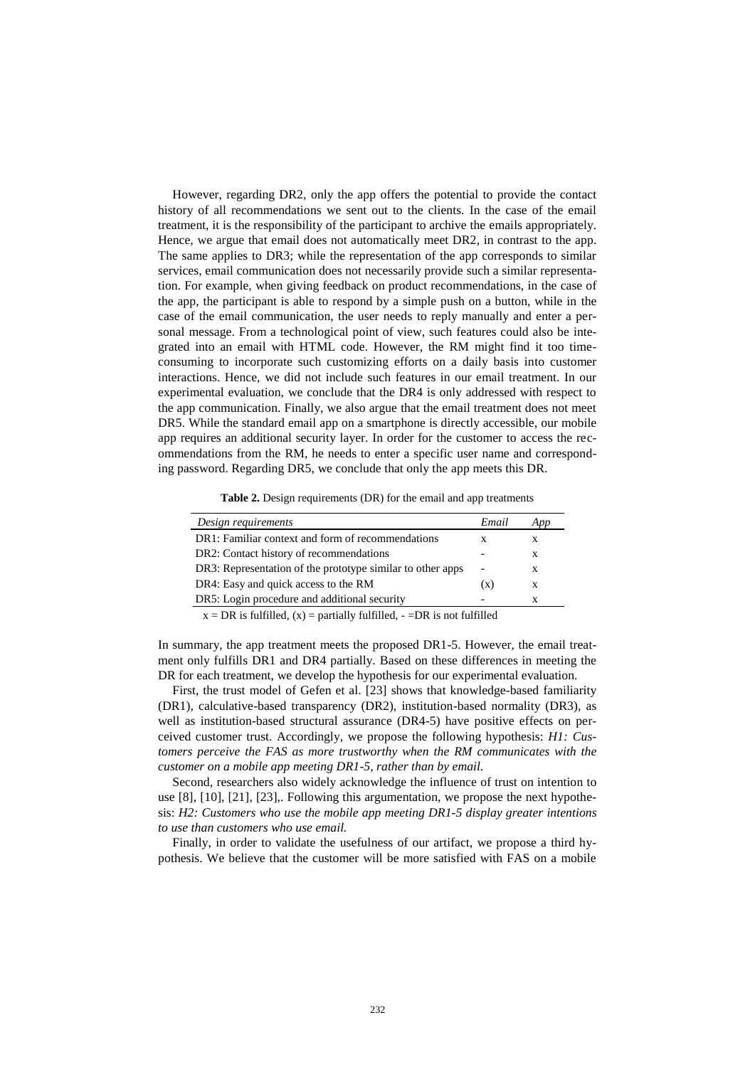However, regarding DR2, only the app offers the potential to provide the contact history of all recommendations we sent out to the clients. In the case of the email treatment, it is the responsibility of the participant to archive the emails appropriately. Hence, we argue that email does not automatically meet DR2, in contrast to the app. The same applies to DR3; while the representation of the app corresponds to similar services, email communication does not necessarily provide such a similar representation. For example, when giving feedback on product recommendations, in the case of the app, the participant is able to respond by a simple push on a button, while in the case of the email communication, the user needs to reply manually and enter a personal message. From a technological point of view, such features could also be integrated into an email with HTML code. However, the RM might find it too time-consuming to incorporate such customizing efforts on a daily basis into customer interactions. Hence, we did not include such features in our email treatment. In our experimental evaluation, we conclude that the DR4 is only addressed with respect to the app communication. Finally, we also argue that the email treatment does not meet DR5. While the standard email app on a smartphone is directly accessible, our mobile app requires an additional security layer. In order for the customer to access the recommendations from the RM, he needs to enter a specific user name and corresponding password. Regarding DR5, we conclude that only the app meets this DR.

**Table 2.** Design requirements (DR) for the email and app treatments

| *Design requirements* | *Email* | *App* |
|---|---|---|
| DR1: Familiar context and form of recommendations | x | x |
| DR2: Contact history of recommendations | - | x |
| DR3: Representation of the prototype similar to other apps | - | x |
| DR4: Easy and quick access to the RM | (x) | x |
| DR5: Login procedure and additional security | - | x |

x = DR is fulfilled, (x) = partially fulfilled, - =DR is not fulfilled

In summary, the app treatment meets the proposed DR1-5. However, the email treatment only fulfills DR1 and DR4 partially. Based on these differences in meeting the DR for each treatment, we develop the hypothesis for our experimental evaluation.

First, the trust model of Gefen et al. [23] shows that knowledge-based familiarity (DR1), calculative-based transparency (DR2), institution-based normality (DR3), as well as institution-based structural assurance (DR4-5) have positive effects on perceived customer trust. Accordingly, we propose the following hypothesis: *H1: Customers perceive the FAS as more trustworthy when the RM communicates with the customer on a mobile app meeting DR1-5, rather than by email.*

Second, researchers also widely acknowledge the influence of trust on intention to use [8], [10], [21], [23],. Following this argumentation, we propose the next hypothesis: *H2: Customers who use the mobile app meeting DR1-5 display greater intentions to use than customers who use email.*

Finally, in order to validate the usefulness of our artifact, we propose a third hypothesis. We believe that the customer will be more satisfied with FAS on a mobile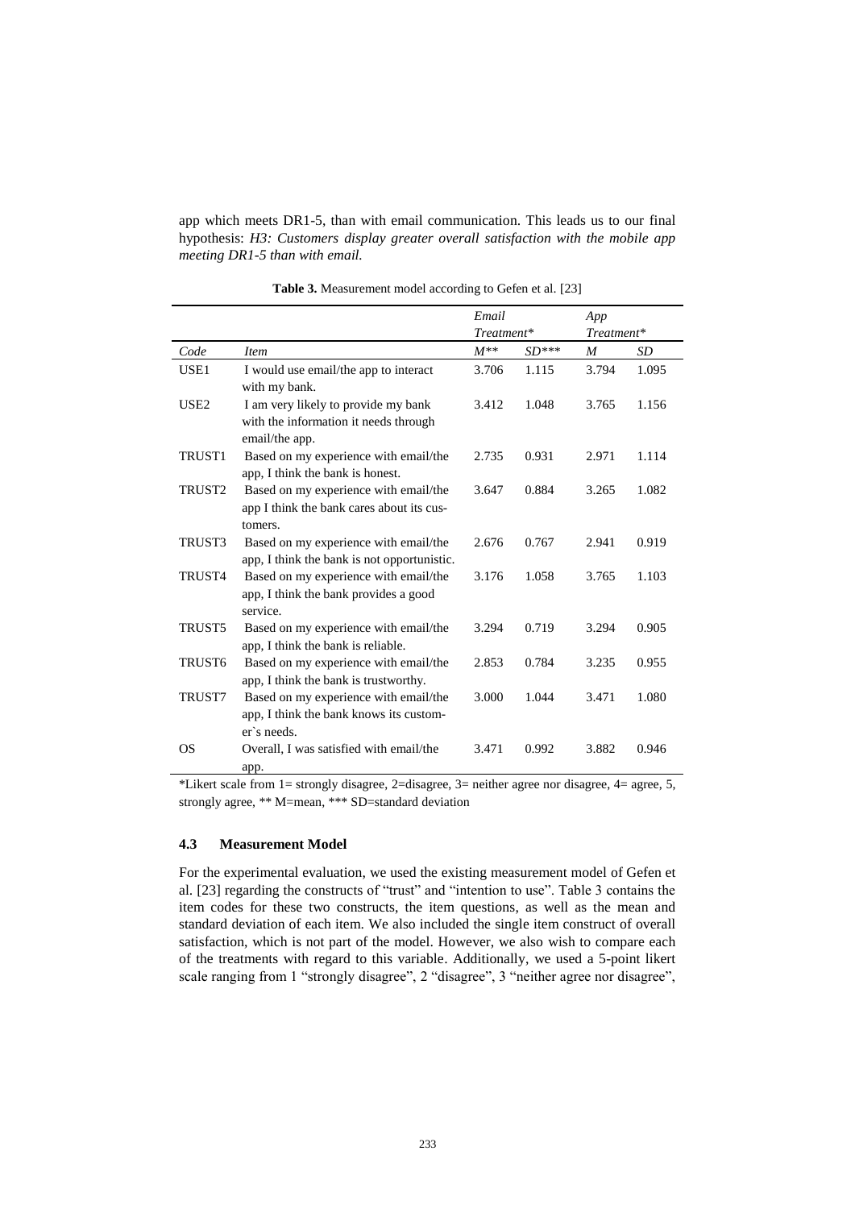app which meets DR1-5, than with email communication. This leads us to our final hypothesis: *H3: Customers display greater overall satisfaction with the mobile app meeting DR1-5 than with email.*

**Table 3.** Measurement model according to Gefen et al. [23]

| | | *Email Treatment** | | *App Treatment** | |
|---|---|---|---|---|---|
| *Code* | *Item* | *M*** | *SD**** | *M* | *SD* |
| USE1 | I would use email/the app to interact with my bank. | 3.706 | 1.115 | 3.794 | 1.095 |
| USE2 | I am very likely to provide my bank with the information it needs through email/the app. | 3.412 | 1.048 | 3.765 | 1.156 |
| TRUST1 | Based on my experience with email/the app, I think the bank is honest. | 2.735 | 0.931 | 2.971 | 1.114 |
| TRUST2 | Based on my experience with email/the app I think the bank cares about its customers. | 3.647 | 0.884 | 3.265 | 1.082 |
| TRUST3 | Based on my experience with email/the app, I think the bank is not opportunistic. | 2.676 | 0.767 | 2.941 | 0.919 |
| TRUST4 | Based on my experience with email/the app, I think the bank provides a good service. | 3.176 | 1.058 | 3.765 | 1.103 |
| TRUST5 | Based on my experience with email/the app, I think the bank is reliable. | 3.294 | 0.719 | 3.294 | 0.905 |
| TRUST6 | Based on my experience with email/the app, I think the bank is trustworthy. | 2.853 | 0.784 | 3.235 | 0.955 |
| TRUST7 | Based on my experience with email/the app, I think the bank knows its customer`s needs. | 3.000 | 1.044 | 3.471 | 1.080 |
| OS | Overall, I was satisfied with email/the app. | 3.471 | 0.992 | 3.882 | 0.946 |

*Likert scale from 1= strongly disagree, 2=disagree, 3= neither agree nor disagree, 4= agree, 5, strongly agree, ** M=mean, *** SD=standard deviation

### 4.3 Measurement Model

For the experimental evaluation, we used the existing measurement model of Gefen et al. [23] regarding the constructs of "trust" and "intention to use". Table 3 contains the item codes for these two constructs, the item questions, as well as the mean and standard deviation of each item. We also included the single item construct of overall satisfaction, which is not part of the model. However, we also wish to compare each of the treatments with regard to this variable. Additionally, we used a 5-point likert scale ranging from 1 "strongly disagree", 2 "disagree", 3 "neither agree nor disagree",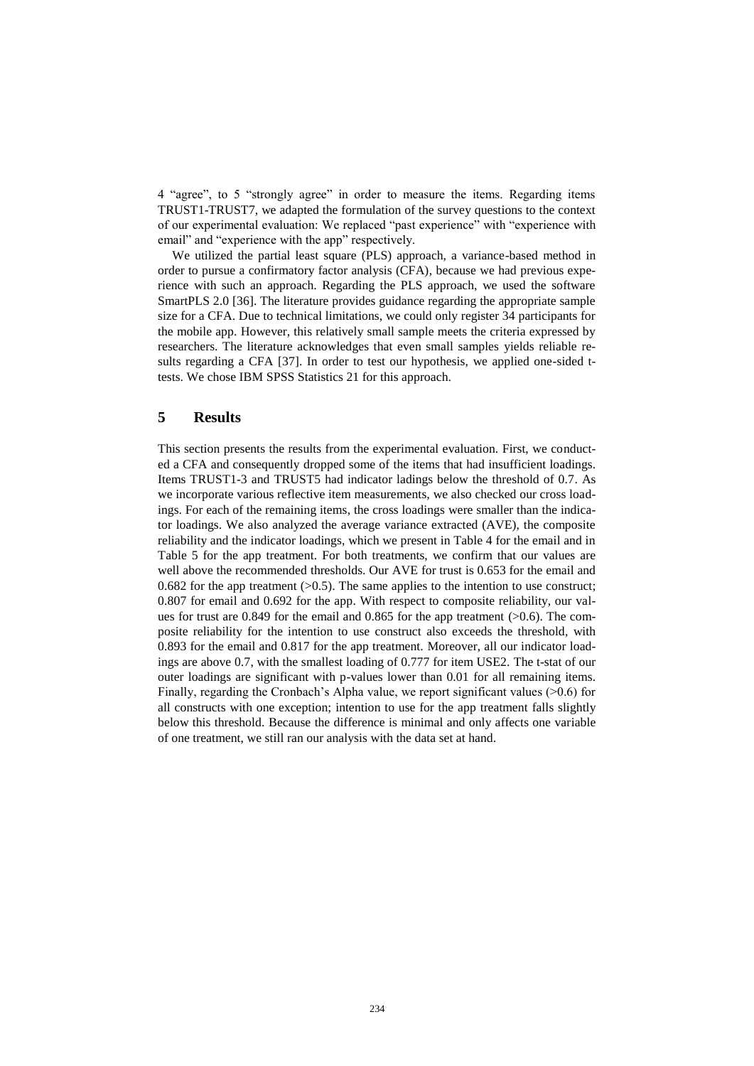4 "agree", to 5 "strongly agree" in order to measure the items. Regarding items TRUST1-TRUST7, we adapted the formulation of the survey questions to the context of our experimental evaluation: We replaced "past experience" with "experience with email" and "experience with the app" respectively.

We utilized the partial least square (PLS) approach, a variance-based method in order to pursue a confirmatory factor analysis (CFA), because we had previous experience with such an approach. Regarding the PLS approach, we used the software SmartPLS 2.0 [36]. The literature provides guidance regarding the appropriate sample size for a CFA. Due to technical limitations, we could only register 34 participants for the mobile app. However, this relatively small sample meets the criteria expressed by researchers. The literature acknowledges that even small samples yields reliable results regarding a CFA [37]. In order to test our hypothesis, we applied one-sided t-tests. We chose IBM SPSS Statistics 21 for this approach.

## 5 Results

This section presents the results from the experimental evaluation. First, we conducted a CFA and consequently dropped some of the items that had insufficient loadings. Items TRUST1-3 and TRUST5 had indicator ladings below the threshold of 0.7. As we incorporate various reflective item measurements, we also checked our cross loadings. For each of the remaining items, the cross loadings were smaller than the indicator loadings. We also analyzed the average variance extracted (AVE), the composite reliability and the indicator loadings, which we present in Table 4 for the email and in Table 5 for the app treatment. For both treatments, we confirm that our values are well above the recommended thresholds. Our AVE for trust is 0.653 for the email and 0.682 for the app treatment (>0.5). The same applies to the intention to use construct; 0.807 for email and 0.692 for the app. With respect to composite reliability, our values for trust are 0.849 for the email and 0.865 for the app treatment (>0.6). The composite reliability for the intention to use construct also exceeds the threshold, with 0.893 for the email and 0.817 for the app treatment. Moreover, all our indicator loadings are above 0.7, with the smallest loading of 0.777 for item USE2. The t-stat of our outer loadings are significant with p-values lower than 0.01 for all remaining items. Finally, regarding the Cronbach's Alpha value, we report significant values (>0.6) for all constructs with one exception; intention to use for the app treatment falls slightly below this threshold. Because the difference is minimal and only affects one variable of one treatment, we still ran our analysis with the data set at hand.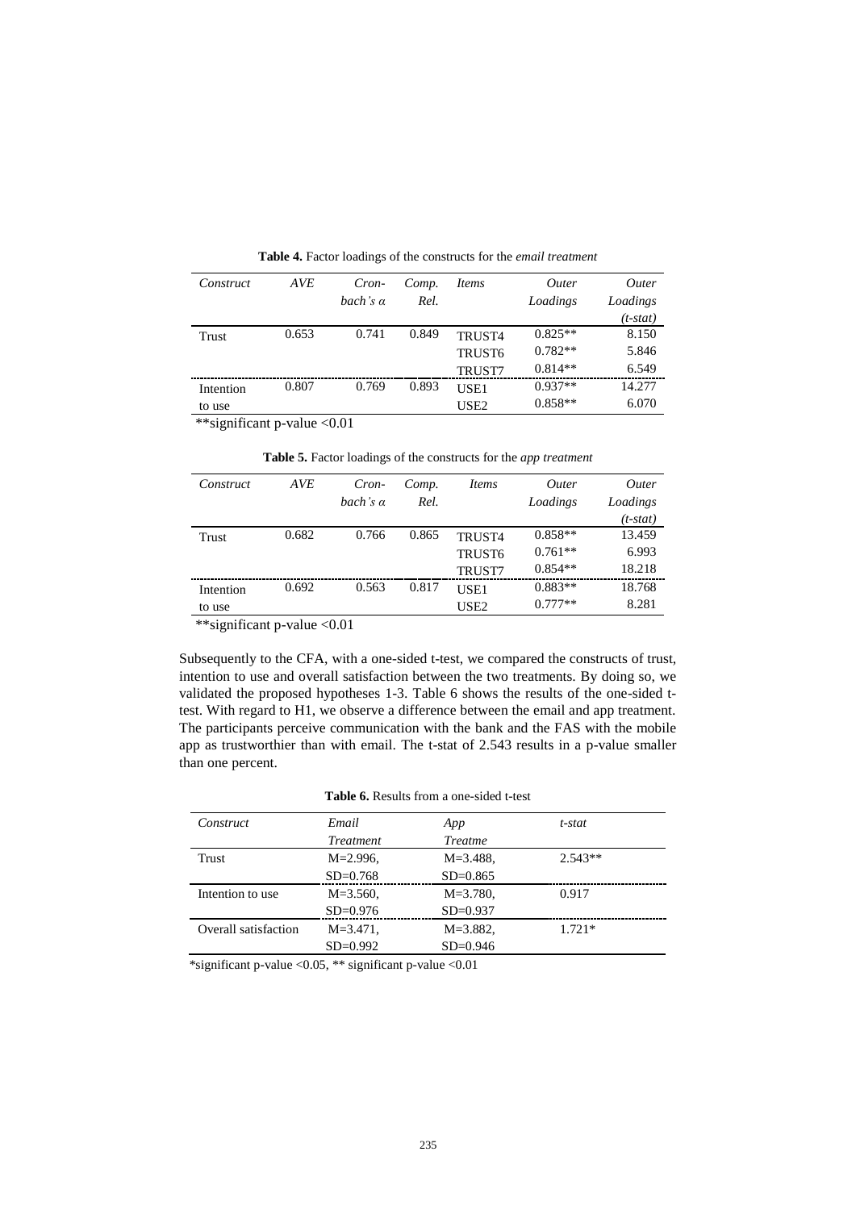**Table 4.** Factor loadings of the constructs for the *email treatment*

| *Construct* | *AVE* | *Cron-bach's α* | *Comp. Rel.* | *Items* | *Outer Loadings* | *Outer Loadings (t-stat)* |
|---|---|---|---|---|---|---|
| Trust | 0.653 | 0.741 | 0.849 | TRUST4 | 0.825** | 8.150 |
| | | | | TRUST6 | 0.782** | 5.846 |
| | | | | TRUST7 | 0.814** | 6.549 |
| Intention to use | 0.807 | 0.769 | 0.893 | USE1 | 0.937** | 14.277 |
| | | | | USE2 | 0.858** | 6.070 |

**significant p-value <0.01

**Table 5.** Factor loadings of the constructs for the *app treatment*

| *Construct* | *AVE* | *Cron-bach's α* | *Comp. Rel.* | *Items* | *Outer Loadings* | *Outer Loadings (t-stat)* |
|---|---|---|---|---|---|---|
| Trust | 0.682 | 0.766 | 0.865 | TRUST4 | 0.858** | 13.459 |
| | | | | TRUST6 | 0.761** | 6.993 |
| | | | | TRUST7 | 0.854** | 18.218 |
| Intention to use | 0.692 | 0.563 | 0.817 | USE1 | 0.883** | 18.768 |
| | | | | USE2 | 0.777** | 8.281 |

**significant p-value <0.01

Subsequently to the CFA, with a one-sided t-test, we compared the constructs of trust, intention to use and overall satisfaction between the two treatments. By doing so, we validated the proposed hypotheses 1-3. Table 6 shows the results of the one-sided t-test. With regard to H1, we observe a difference between the email and app treatment. The participants perceive communication with the bank and the FAS with the mobile app as trustworthier than with email. The t-stat of 2.543 results in a p-value smaller than one percent.

**Table 6.** Results from a one-sided t-test

| *Construct* | *Email Treatment* | *App Treatme* | *t-stat* |
|---|---|---|---|
| Trust | M=2.996, SD=0.768 | M=3.488, SD=0.865 | 2.543** |
| Intention to use | M=3.560, SD=0.976 | M=3.780, SD=0.937 | 0.917 |
| Overall satisfaction | M=3.471, SD=0.992 | M=3.882, SD=0.946 | 1.721* |

*significant p-value <0.05, ** significant p-value <0.01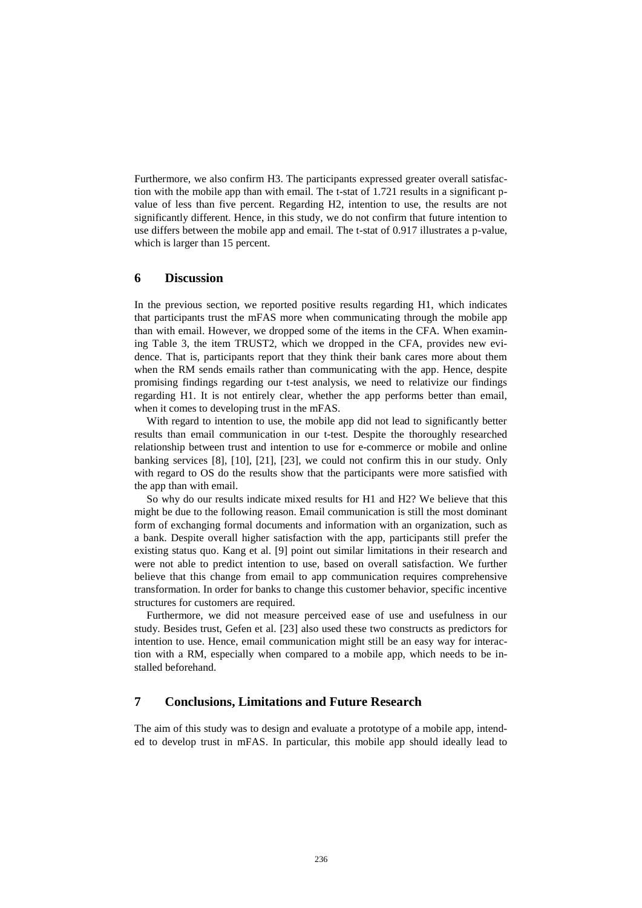Furthermore, we also confirm H3. The participants expressed greater overall satisfaction with the mobile app than with email. The t-stat of 1.721 results in a significant p-value of less than five percent. Regarding H2, intention to use, the results are not significantly different. Hence, in this study, we do not confirm that future intention to use differs between the mobile app and email. The t-stat of 0.917 illustrates a p-value, which is larger than 15 percent.

## 6 Discussion

In the previous section, we reported positive results regarding H1, which indicates that participants trust the mFAS more when communicating through the mobile app than with email. However, we dropped some of the items in the CFA. When examining Table 3, the item TRUST2, which we dropped in the CFA, provides new evidence. That is, participants report that they think their bank cares more about them when the RM sends emails rather than communicating with the app. Hence, despite promising findings regarding our t-test analysis, we need to relativize our findings regarding H1. It is not entirely clear, whether the app performs better than email, when it comes to developing trust in the mFAS.

With regard to intention to use, the mobile app did not lead to significantly better results than email communication in our t-test. Despite the thoroughly researched relationship between trust and intention to use for e-commerce or mobile and online banking services [8], [10], [21], [23], we could not confirm this in our study. Only with regard to OS do the results show that the participants were more satisfied with the app than with email.

So why do our results indicate mixed results for H1 and H2? We believe that this might be due to the following reason. Email communication is still the most dominant form of exchanging formal documents and information with an organization, such as a bank. Despite overall higher satisfaction with the app, participants still prefer the existing status quo. Kang et al. [9] point out similar limitations in their research and were not able to predict intention to use, based on overall satisfaction. We further believe that this change from email to app communication requires comprehensive transformation. In order for banks to change this customer behavior, specific incentive structures for customers are required.

Furthermore, we did not measure perceived ease of use and usefulness in our study. Besides trust, Gefen et al. [23] also used these two constructs as predictors for intention to use. Hence, email communication might still be an easy way for interaction with a RM, especially when compared to a mobile app, which needs to be installed beforehand.

## 7 Conclusions, Limitations and Future Research

The aim of this study was to design and evaluate a prototype of a mobile app, intended to develop trust in mFAS. In particular, this mobile app should ideally lead to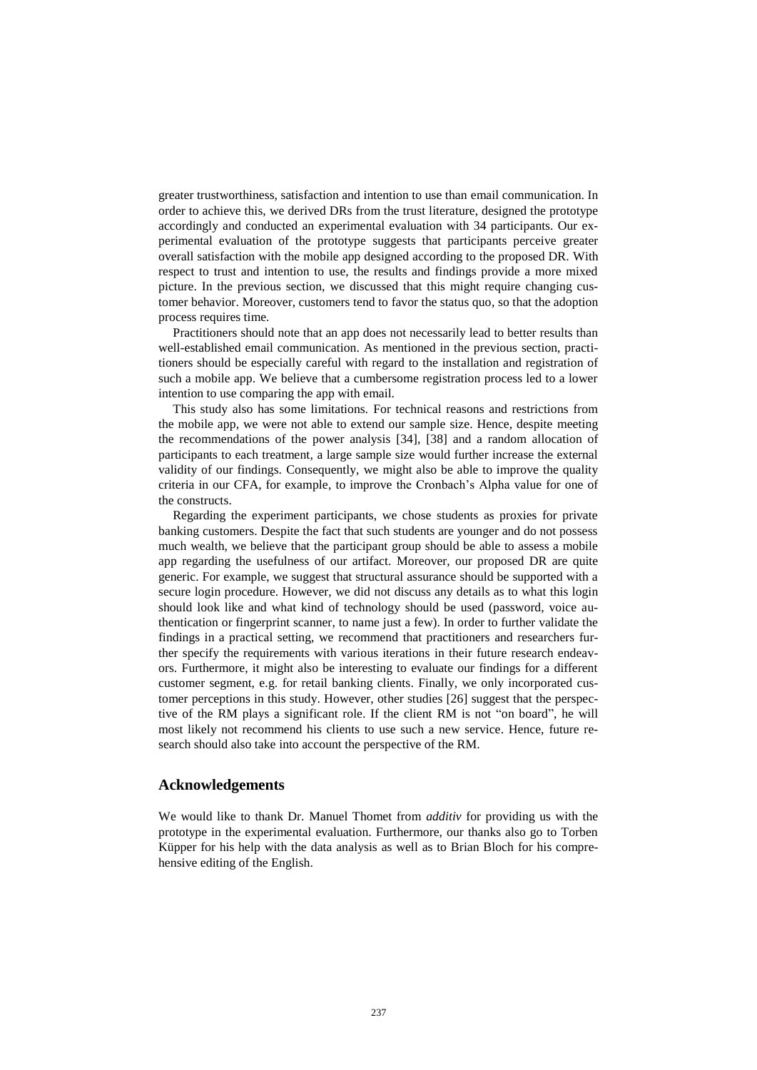greater trustworthiness, satisfaction and intention to use than email communication. In order to achieve this, we derived DRs from the trust literature, designed the prototype accordingly and conducted an experimental evaluation with 34 participants. Our experimental evaluation of the prototype suggests that participants perceive greater overall satisfaction with the mobile app designed according to the proposed DR. With respect to trust and intention to use, the results and findings provide a more mixed picture. In the previous section, we discussed that this might require changing customer behavior. Moreover, customers tend to favor the status quo, so that the adoption process requires time.

Practitioners should note that an app does not necessarily lead to better results than well-established email communication. As mentioned in the previous section, practitioners should be especially careful with regard to the installation and registration of such a mobile app. We believe that a cumbersome registration process led to a lower intention to use comparing the app with email.

This study also has some limitations. For technical reasons and restrictions from the mobile app, we were not able to extend our sample size. Hence, despite meeting the recommendations of the power analysis [34], [38] and a random allocation of participants to each treatment, a large sample size would further increase the external validity of our findings. Consequently, we might also be able to improve the quality criteria in our CFA, for example, to improve the Cronbach's Alpha value for one of the constructs.

Regarding the experiment participants, we chose students as proxies for private banking customers. Despite the fact that such students are younger and do not possess much wealth, we believe that the participant group should be able to assess a mobile app regarding the usefulness of our artifact. Moreover, our proposed DR are quite generic. For example, we suggest that structural assurance should be supported with a secure login procedure. However, we did not discuss any details as to what this login should look like and what kind of technology should be used (password, voice authentication or fingerprint scanner, to name just a few). In order to further validate the findings in a practical setting, we recommend that practitioners and researchers further specify the requirements with various iterations in their future research endeavors. Furthermore, it might also be interesting to evaluate our findings for a different customer segment, e.g. for retail banking clients. Finally, we only incorporated customer perceptions in this study. However, other studies [26] suggest that the perspective of the RM plays a significant role. If the client RM is not "on board", he will most likely not recommend his clients to use such a new service. Hence, future research should also take into account the perspective of the RM.

## Acknowledgements

We would like to thank Dr. Manuel Thomet from *additiv* for providing us with the prototype in the experimental evaluation. Furthermore, our thanks also go to Torben Küpper for his help with the data analysis as well as to Brian Bloch for his comprehensive editing of the English.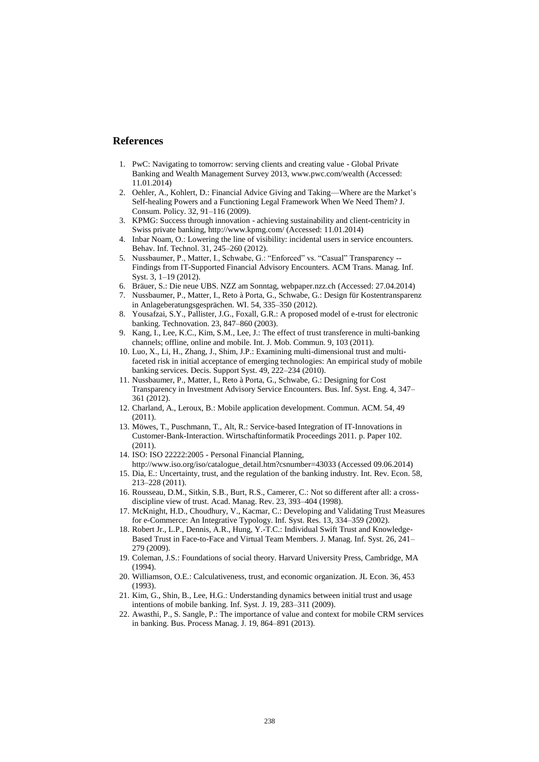## References

1. PwC: Navigating to tomorrow: serving clients and creating value - Global Private Banking and Wealth Management Survey 2013, www.pwc.com/wealth (Accessed: 11.01.2014)
2. Oehler, A., Kohlert, D.: Financial Advice Giving and Taking—Where are the Market's Self-healing Powers and a Functioning Legal Framework When We Need Them? J. Consum. Policy. 32, 91–116 (2009).
3. KPMG: Success through innovation - achieving sustainability and client-centricity in Swiss private banking, http://www.kpmg.com/ (Accessed: 11.01.2014)
4. Inbar Noam, O.: Lowering the line of visibility: incidental users in service encounters. Behav. Inf. Technol. 31, 245–260 (2012).
5. Nussbaumer, P., Matter, I., Schwabe, G.: "Enforced" vs. "Casual" Transparency -- Findings from IT-Supported Financial Advisory Encounters. ACM Trans. Manag. Inf. Syst. 3, 1–19 (2012).
6. Bräuer, S.: Die neue UBS. NZZ am Sonntag, webpaper.nzz.ch (Accessed: 27.04.2014)
7. Nussbaumer, P., Matter, I., Reto à Porta, G., Schwabe, G.: Design für Kostentransparenz in Anlageberatungsgesprächen. WI. 54, 335–350 (2012).
8. Yousafzai, S.Y., Pallister, J.G., Foxall, G.R.: A proposed model of e-trust for electronic banking. Technovation. 23, 847–860 (2003).
9. Kang, I., Lee, K.C., Kim, S.M., Lee, J.: The effect of trust transference in multi-banking channels; offline, online and mobile. Int. J. Mob. Commun. 9, 103 (2011).
10. Luo, X., Li, H., Zhang, J., Shim, J.P.: Examining multi-dimensional trust and multi-faceted risk in initial acceptance of emerging technologies: An empirical study of mobile banking services. Decis. Support Syst. 49, 222–234 (2010).
11. Nussbaumer, P., Matter, I., Reto à Porta, G., Schwabe, G.: Designing for Cost Transparency in Investment Advisory Service Encounters. Bus. Inf. Syst. Eng. 4, 347–361 (2012).
12. Charland, A., Leroux, B.: Mobile application development. Commun. ACM. 54, 49 (2011).
13. Möwes, T., Puschmann, T., Alt, R.: Service-based Integration of IT-Innovations in Customer-Bank-Interaction. Wirtschaftinformatik Proceedings 2011. p. Paper 102. (2011).
14. ISO: ISO 22222:2005 - Personal Financial Planning, http://www.iso.org/iso/catalogue_detail.htm?csnumber=43033 (Accessed 09.06.2014)
15. Dia, E.: Uncertainty, trust, and the regulation of the banking industry. Int. Rev. Econ. 58, 213–228 (2011).
16. Rousseau, D.M., Sitkin, S.B., Burt, R.S., Camerer, C.: Not so different after all: a cross-discipline view of trust. Acad. Manag. Rev. 23, 393–404 (1998).
17. McKnight, H.D., Choudhury, V., Kacmar, C.: Developing and Validating Trust Measures for e-Commerce: An Integrative Typology. Inf. Syst. Res. 13, 334–359 (2002).
18. Robert Jr., L.P., Dennis, A.R., Hung, Y.-T.C.: Individual Swift Trust and Knowledge-Based Trust in Face-to-Face and Virtual Team Members. J. Manag. Inf. Syst. 26, 241–279 (2009).
19. Coleman, J.S.: Foundations of social theory. Harvard University Press, Cambridge, MA (1994).
20. Williamson, O.E.: Calculativeness, trust, and economic organization. JL Econ. 36, 453 (1993).
21. Kim, G., Shin, B., Lee, H.G.: Understanding dynamics between initial trust and usage intentions of mobile banking. Inf. Syst. J. 19, 283–311 (2009).
22. Awasthi, P., S. Sangle, P.: The importance of value and context for mobile CRM services in banking. Bus. Process Manag. J. 19, 864–891 (2013).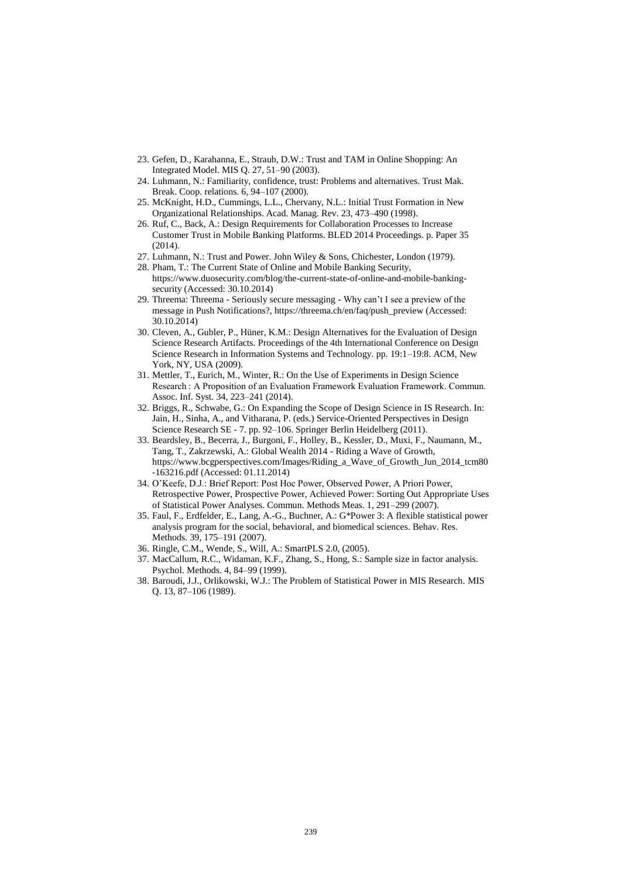23. Gefen, D., Karahanna, E., Straub, D.W.: Trust and TAM in Online Shopping: An Integrated Model. MIS Q. 27, 51–90 (2003).
24. Luhmann, N.: Familiarity, confidence, trust: Problems and alternatives. Trust Mak. Break. Coop. relations. 6, 94–107 (2000).
25. McKnight, H.D., Cummings, L.L., Chervany, N.L.: Initial Trust Formation in New Organizational Relationships. Acad. Manag. Rev. 23, 473–490 (1998).
26. Ruf, C., Back, A.: Design Requirements for Collaboration Processes to Increase Customer Trust in Mobile Banking Platforms. BLED 2014 Proceedings. p. Paper 35 (2014).
27. Luhmann, N.: Trust and Power. John Wiley & Sons, Chichester, London (1979).
28. Pham, T.: The Current State of Online and Mobile Banking Security, https://www.duosecurity.com/blog/the-current-state-of-online-and-mobile-banking-security (Accessed: 30.10.2014)
29. Threema: Threema - Seriously secure messaging - Why can't I see a preview of the message in Push Notifications?, https://threema.ch/en/faq/push_preview (Accessed: 30.10.2014)
30. Cleven, A., Gubler, P., Hüner, K.M.: Design Alternatives for the Evaluation of Design Science Research Artifacts. Proceedings of the 4th International Conference on Design Science Research in Information Systems and Technology. pp. 19:1–19:8. ACM, New York, NY, USA (2009).
31. Mettler, T., Eurich, M., Winter, R.: On the Use of Experiments in Design Science Research : A Proposition of an Evaluation Framework Evaluation Framework. Commun. Assoc. Inf. Syst. 34, 223–241 (2014).
32. Briggs, R., Schwabe, G.: On Expanding the Scope of Design Science in IS Research. In: Jain, H., Sinha, A., and Vitharana, P. (eds.) Service-Oriented Perspectives in Design Science Research SE - 7. pp. 92–106. Springer Berlin Heidelberg (2011).
33. Beardsley, B., Becerra, J., Burgoni, F., Holley, B., Kessler, D., Muxi, F., Naumann, M., Tang, T., Zakrzewski, A.: Global Wealth 2014 - Riding a Wave of Growth, https://www.bcgperspectives.com/Images/Riding_a_Wave_of_Growth_Jun_2014_tcm80-163216.pdf (Accessed: 01.11.2014)
34. O'Keefe, D.J.: Brief Report: Post Hoc Power, Observed Power, A Priori Power, Retrospective Power, Prospective Power, Achieved Power: Sorting Out Appropriate Uses of Statistical Power Analyses. Commun. Methods Meas. 1, 291–299 (2007).
35. Faul, F., Erdfelder, E., Lang, A.-G., Buchner, A.: G*Power 3: A flexible statistical power analysis program for the social, behavioral, and biomedical sciences. Behav. Res. Methods. 39, 175–191 (2007).
36. Ringle, C.M., Wende, S., Will, A.: SmartPLS 2.0, (2005).
37. MacCallum, R.C., Widaman, K.F., Zhang, S., Hong, S.: Sample size in factor analysis. Psychol. Methods. 4, 84–99 (1999).
38. Baroudi, J.J., Orlikowski, W.J.: The Problem of Statistical Power in MIS Research. MIS Q. 13, 87–106 (1989).